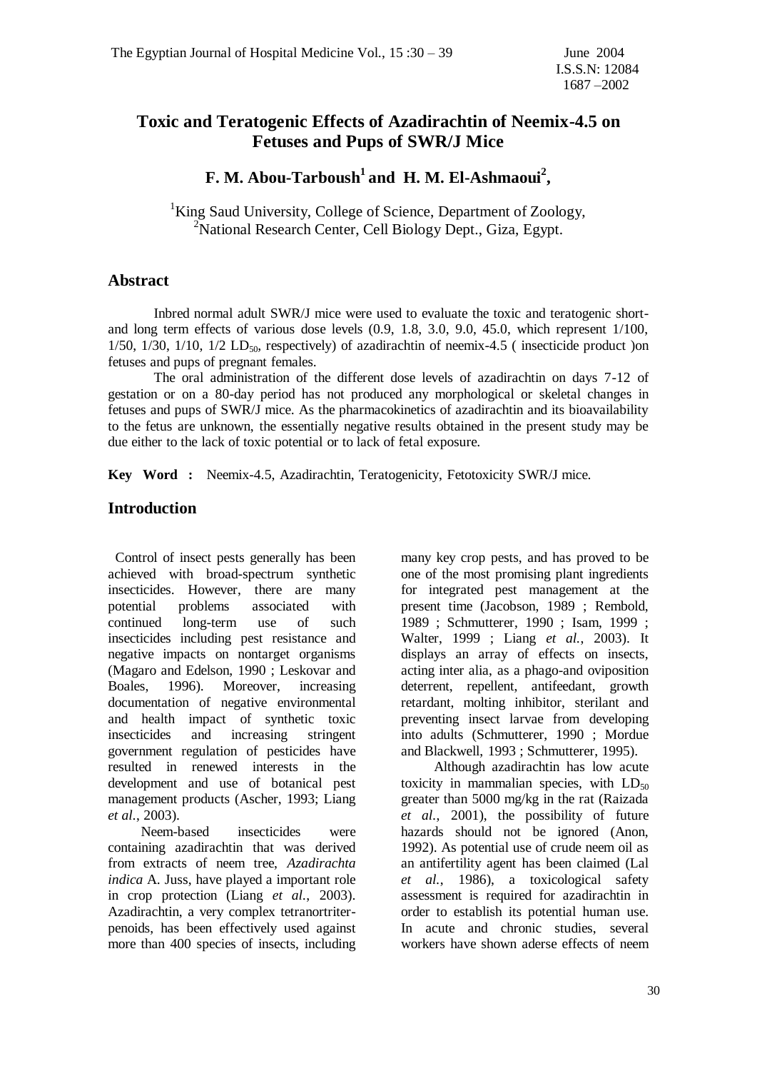# Toxic and Teratogenic Effects of Azadirachtin of Neemix-4.5 on Fetuses and Pups of SWR/J Mice

## F. M. Abou-Tarboush[1] and H. M. El-Ashmaoui[2],

[1]King Saud University, College of Science, Department of Zoology,
[2]National Research Center, Cell Biology Dept., Giza, Egypt.

## Abstract

Inbred normal adult SWR/J mice were used to evaluate the toxic and teratogenic short- and long term effects of various dose levels (0.9, 1.8, 3.0, 9.0, 45.0, which represent 1/100, 1/50, 1/30, 1/10, 1/2 $LD_{50}$, respectively) of azadirachtin of neemix-4.5 ( insecticide product )on fetuses and pups of pregnant females.

The oral administration of the different dose levels of azadirachtin on days 7-12 of gestation or on a 80-day period has not produced any morphological or skeletal changes in fetuses and pups of SWR/J mice. As the pharmacokinetics of azadirachtin and its bioavailability to the fetus are unknown, the essentially negative results obtained in the present study may be due either to the lack of toxic potential or to lack of fetal exposure.

**Key Word :** Neemix-4.5, Azadirachtin, Teratogenicity, Fetotoxicity SWR/J mice.

## Introduction

Control of insect pests generally has been achieved with broad-spectrum synthetic insecticides. However, there are many potential problems associated with continued long-term use of such insecticides including pest resistance and negative impacts on nontarget organisms (Magaro and Edelson, 1990 ; Leskovar and Boales, 1996). Moreover, increasing documentation of negative environmental and health impact of synthetic toxic insecticides and increasing stringent government regulation of pesticides have resulted in renewed interests in the development and use of botanical pest management products (Ascher, 1993; Liang *et al.*, 2003).

Neem-based insecticides were containing azadirachtin that was derived from extracts of neem tree, *Azadirachta indica* A. Juss, have played a important role in crop protection (Liang *et al.*, 2003). Azadirachtin, a very complex tetranortriter-penoids, has been effectively used against more than 400 species of insects, including many key crop pests, and has proved to be one of the most promising plant ingredients for integrated pest management at the present time (Jacobson, 1989 ; Rembold, 1989 ; Schmutterer, 1990 ; Isam, 1999 ; Walter, 1999 ; Liang *et al.*, 2003). It displays an array of effects on insects, acting inter alia, as a phago-and oviposition deterrent, repellent, antifeedant, growth retardant, molting inhibitor, sterilant and preventing insect larvae from developing into adults (Schmutterer, 1990 ; Mordue and Blackwell, 1993 ; Schmutterer, 1995).

Although azadirachtin has low acute toxicity in mammalian species, with $LD_{50}$ greater than 5000 mg/kg in the rat (Raizada *et al.*, 2001), the possibility of future hazards should not be ignored (Anon, 1992). As potential use of crude neem oil as an antifertility agent has been claimed (Lal *et al.*, 1986), a toxicological safety assessment is required for azadirachtin in order to establish its potential human use. In acute and chronic studies, several workers have shown aderse effects of neem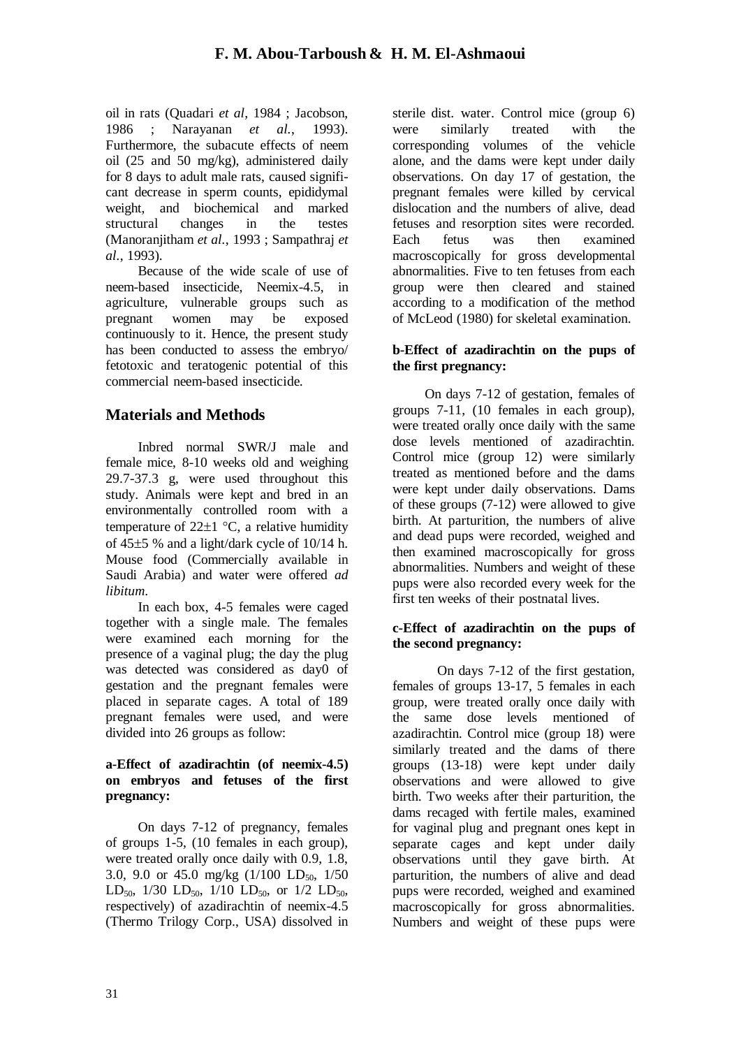oil in rats (Quadari *et al*, 1984 ; Jacobson, 1986 ; Narayanan *et al.*, 1993). Furthermore, the subacute effects of neem oil (25 and 50 mg/kg), administered daily for 8 days to adult male rats, caused significant decrease in sperm counts, epididymal weight, and biochemical and marked structural changes in the testes (Manoranjitham *et al.*, 1993 ; Sampathraj *et al.*, 1993).

Because of the wide scale of use of neem-based insecticide, Neemix-4.5, in agriculture, vulnerable groups such as pregnant women may be exposed continuously to it. Hence, the present study has been conducted to assess the embryo/ fetotoxic and teratogenic potential of this commercial neem-based insecticide.

## Materials and Methods

Inbred normal SWR/J male and female mice, 8-10 weeks old and weighing 29.7-37.3 g, were used throughout this study. Animals were kept and bred in an environmentally controlled room with a temperature of 22±1 °C, a relative humidity of 45±5 % and a light/dark cycle of 10/14 h. Mouse food (Commercially available in Saudi Arabia) and water were offered *ad libitum*.

In each box, 4-5 females were caged together with a single male. The females were examined each morning for the presence of a vaginal plug; the day the plug was detected was considered as day0 of gestation and the pregnant females were placed in separate cages. A total of 189 pregnant females were used, and were divided into 26 groups as follow:

**a-Effect of azadirachtin (of neemix-4.5) on embryos and fetuses of the first pregnancy:**

On days 7-12 of pregnancy, females of groups 1-5, (10 females in each group), were treated orally once daily with 0.9, 1.8, 3.0, 9.0 or 45.0 mg/kg (1/100 $LD_{50}$, 1/50 $LD_{50}$, 1/30 $LD_{50}$, 1/10 $LD_{50}$, or 1/2 $LD_{50}$, respectively) of azadirachtin of neemix-4.5 (Thermo Trilogy Corp., USA) dissolved in sterile dist. water. Control mice (group 6) were similarly treated with the corresponding volumes of the vehicle alone, and the dams were kept under daily observations. On day 17 of gestation, the pregnant females were killed by cervical dislocation and the numbers of alive, dead fetuses and resorption sites were recorded. Each fetus was then examined macroscopically for gross developmental abnormalities. Five to ten fetuses from each group were then cleared and stained according to a modification of the method of McLeod (1980) for skeletal examination.

**b-Effect of azadirachtin on the pups of the first pregnancy:**

On days 7-12 of gestation, females of groups 7-11, (10 females in each group), were treated orally once daily with the same dose levels mentioned of azadirachtin. Control mice (group 12) were similarly treated as mentioned before and the dams were kept under daily observations. Dams of these groups (7-12) were allowed to give birth. At parturition, the numbers of alive and dead pups were recorded, weighed and then examined macroscopically for gross abnormalities. Numbers and weight of these pups were also recorded every week for the first ten weeks of their postnatal lives.

**c-Effect of azadirachtin on the pups of the second pregnancy:**

On days 7-12 of the first gestation, females of groups 13-17, 5 females in each group, were treated orally once daily with the same dose levels mentioned of azadirachtin. Control mice (group 18) were similarly treated and the dams of there groups (13-18) were kept under daily observations and were allowed to give birth. Two weeks after their parturition, the dams recaged with fertile males, examined for vaginal plug and pregnant ones kept in separate cages and kept under daily observations until they gave birth. At parturition, the numbers of alive and dead pups were recorded, weighed and examined macroscopically for gross abnormalities. Numbers and weight of these pups were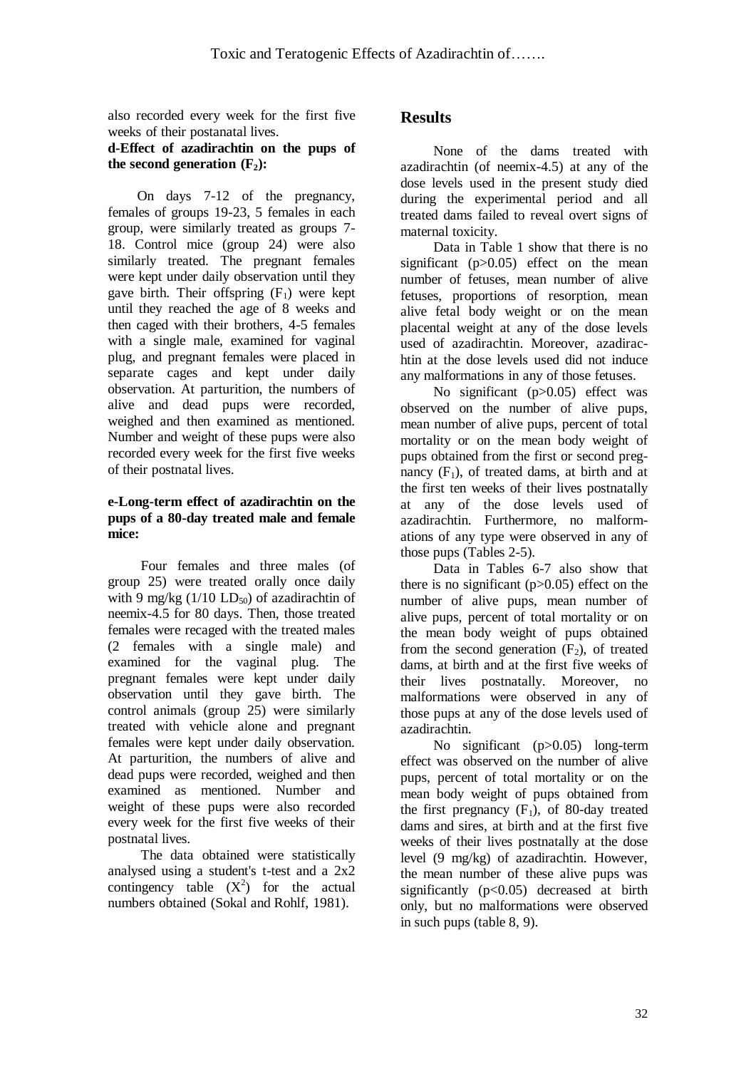also recorded every week for the first five weeks of their postanatal lives.

**d-Effect of azadirachtin on the pups of the second generation ($F_2$):**

On days 7-12 of the pregnancy, females of groups 19-23, 5 females in each group, were similarly treated as groups 7-18. Control mice (group 24) were also similarly treated. The pregnant females were kept under daily observation until they gave birth. Their offspring ($F_1$) were kept until they reached the age of 8 weeks and then caged with their brothers, 4-5 females with a single male, examined for vaginal plug, and pregnant females were placed in separate cages and kept under daily observation. At parturition, the numbers of alive and dead pups were recorded, weighed and then examined as mentioned. Number and weight of these pups were also recorded every week for the first five weeks of their postnatal lives.

**e-Long-term effect of azadirachtin on the pups of a 80-day treated male and female mice:**

Four females and three males (of group 25) were treated orally once daily with 9 mg/kg (1/10 $LD_{50}$) of azadirachtin of neemix-4.5 for 80 days. Then, those treated females were recaged with the treated males (2 females with a single male) and examined for the vaginal plug. The pregnant females were kept under daily observation until they gave birth. The control animals (group 25) were similarly treated with vehicle alone and pregnant females were kept under daily observation. At parturition, the numbers of alive and dead pups were recorded, weighed and then examined as mentioned. Number and weight of these pups were also recorded every week for the first five weeks of their postnatal lives.

The data obtained were statistically analysed using a student's t-test and a 2x2 contingency table ($X^2$) for the actual numbers obtained (Sokal and Rohlf, 1981).

## Results

None of the dams treated with azadirachtin (of neemix-4.5) at any of the dose levels used in the present study died during the experimental period and all treated dams failed to reveal overt signs of maternal toxicity.

Data in Table 1 show that there is no significant ($p>0.05$) effect on the mean number of fetuses, mean number of alive fetuses, proportions of resorption, mean alive fetal body weight or on the mean placental weight at any of the dose levels used of azadirachtin. Moreover, azadirachtin at the dose levels used did not induce any malformations in any of those fetuses.

No significant ($p>0.05$) effect was observed on the number of alive pups, mean number of alive pups, percent of total mortality or on the mean body weight of pups obtained from the first or second pregnancy ($F_1$), of treated dams, at birth and at the first ten weeks of their lives postnatally at any of the dose levels used of azadirachtin. Furthermore, no malformations of any type were observed in any of those pups (Tables 2-5).

Data in Tables 6-7 also show that there is no significant ($p>0.05$) effect on the number of alive pups, mean number of alive pups, percent of total mortality or on the mean body weight of pups obtained from the second generation ($F_2$), of treated dams, at birth and at the first five weeks of their lives postnatally. Moreover, no malformations were observed in any of those pups at any of the dose levels used of azadirachtin.

No significant ($p>0.05$) long-term effect was observed on the number of alive pups, percent of total mortality or on the mean body weight of pups obtained from the first pregnancy ($F_1$), of 80-day treated dams and sires, at birth and at the first five weeks of their lives postnatally at the dose level (9 mg/kg) of azadirachtin. However, the mean number of these alive pups was significantly ($p<0.05$) decreased at birth only, but no malformations were observed in such pups (table 8, 9).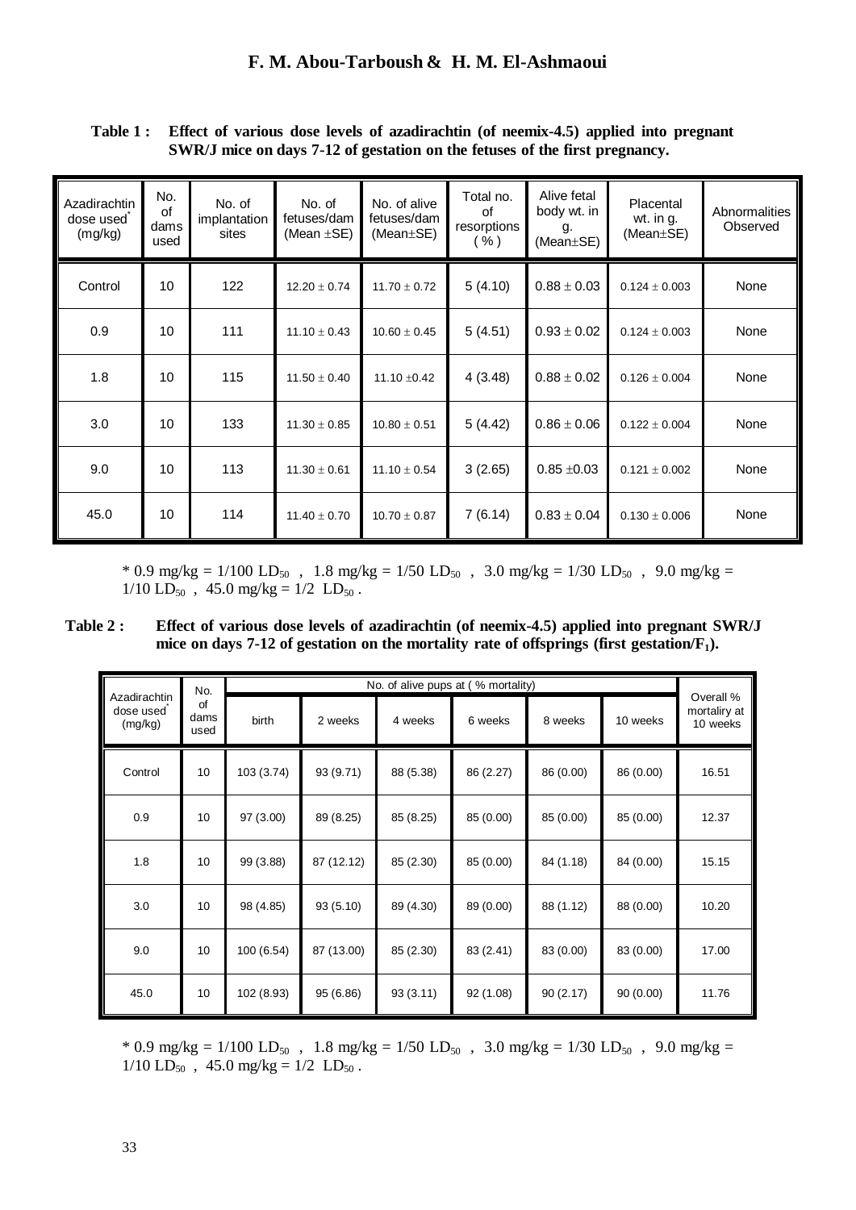**Table 1 : Effect of various dose levels of azadirachtin (of neemix-4.5) applied into pregnant SWR/J mice on days 7-12 of gestation on the fetuses of the first pregnancy.**

| Azadirachtin dose used* (mg/kg) | No. of dams used | No. of implantation sites | No. of fetuses/dam (Mean ±SE) | No. of alive fetuses/dam (Mean±SE) | Total no. of resorptions ( % ) | Alive fetal body wt. in g. (Mean±SE) | Placental wt. in g. (Mean±SE) | Abnormalities Observed |
|---|---|---|---|---|---|---|---|---|
| Control | 10 | 122 | 12.20 ± 0.74 | 11.70 ± 0.72 | 5 (4.10) | 0.88 ± 0.03 | 0.124 ± 0.003 | None |
| 0.9 | 10 | 111 | 11.10 ± 0.43 | 10.60 ± 0.45 | 5 (4.51) | 0.93 ± 0.02 | 0.124 ± 0.003 | None |
| 1.8 | 10 | 115 | 11.50 ± 0.40 | 11.10 ±0.42 | 4 (3.48) | 0.88 ± 0.02 | 0.126 ± 0.004 | None |
| 3.0 | 10 | 133 | 11.30 ± 0.85 | 10.80 ± 0.51 | 5 (4.42) | 0.86 ± 0.06 | 0.122 ± 0.004 | None |
| 9.0 | 10 | 113 | 11.30 ± 0.61 | 11.10 ± 0.54 | 3 (2.65) | 0.85 ±0.03 | 0.121 ± 0.002 | None |
| 45.0 | 10 | 114 | 11.40 ± 0.70 | 10.70 ± 0.87 | 7 (6.14) | 0.83 ± 0.04 | 0.130 ± 0.006 | None |

* 0.9 mg/kg = 1/100 $LD_{50}$ , 1.8 mg/kg = 1/50 $LD_{50}$ , 3.0 mg/kg = 1/30 $LD_{50}$ , 9.0 mg/kg = 1/10 $LD_{50}$ , 45.0 mg/kg = 1/2 $LD_{50}$ .

**Table 2 : Effect of various dose levels of azadirachtin (of neemix-4.5) applied into pregnant SWR/J mice on days 7-12 of gestation on the mortality rate of offsprings (first gestation/$F_1$).**

| Azadirachtin dose used* (mg/kg) | No. of dams used | No. of alive pups at ( % mortality) | | | | | | Overall % mortality at 10 weeks |
|---|---|---|---|---|---|---|---|---|
| | | birth | 2 weeks | 4 weeks | 6 weeks | 8 weeks | 10 weeks | |
| Control | 10 | 103 (3.74) | 93 (9.71) | 88 (5.38) | 86 (2.27) | 86 (0.00) | 86 (0.00) | 16.51 |
| 0.9 | 10 | 97 (3.00) | 89 (8.25) | 85 (8.25) | 85 (0.00) | 85 (0.00) | 85 (0.00) | 12.37 |
| 1.8 | 10 | 99 (3.88) | 87 (12.12) | 85 (2.30) | 85 (0.00) | 84 (1.18) | 84 (0.00) | 15.15 |
| 3.0 | 10 | 98 (4.85) | 93 (5.10) | 89 (4.30) | 89 (0.00) | 88 (1.12) | 88 (0.00) | 10.20 |
| 9.0 | 10 | 100 (6.54) | 87 (13.00) | 85 (2.30) | 83 (2.41) | 83 (0.00) | 83 (0.00) | 17.00 |
| 45.0 | 10 | 102 (8.93) | 95 (6.86) | 93 (3.11) | 92 (1.08) | 90 (2.17) | 90 (0.00) | 11.76 |

* 0.9 mg/kg = 1/100 $LD_{50}$ , 1.8 mg/kg = 1/50 $LD_{50}$ , 3.0 mg/kg = 1/30 $LD_{50}$ , 9.0 mg/kg = 1/10 $LD_{50}$ , 45.0 mg/kg = 1/2 $LD_{50}$ .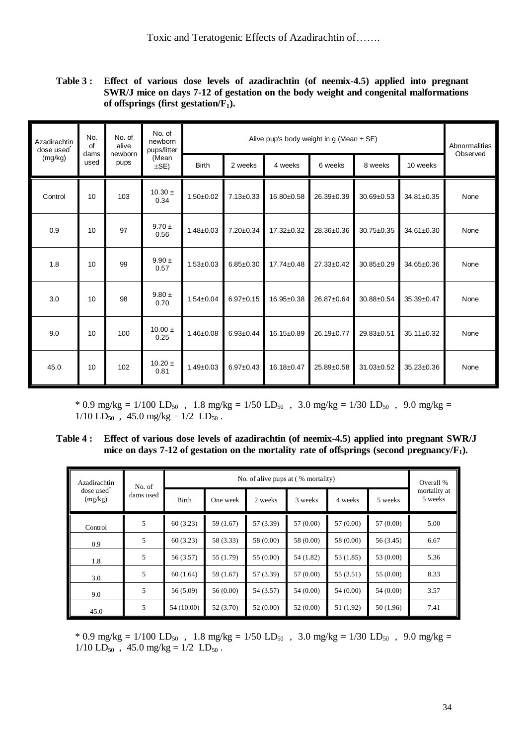**Table 3 : Effect of various dose levels of azadirachtin (of neemix-4.5) applied into pregnant SWR/J mice on days 7-12 of gestation on the body weight and congenital malformations of offsprings (first gestation/$F_1$).**

| Azadirachtin dose used* (mg/kg) | No. of dams used | No. of alive newborn pups | No. of newborn pups/litter (Mean ±SE) | Alive pup's body weight in g (Mean ± SE) | | | | | | Abnormalities Observed |
|---|---|---|---|---|---|---|---|---|---|---|
| | | | | Birth | 2 weeks | 4 weeks | 6 weeks | 8 weeks | 10 weeks | |
| Control | 10 | 103 | 10.30 ± 0.34 | 1.50±0.02 | 7.13±0.33 | 16.80±0.58 | 26.39±0.39 | 30.69±0.53 | 34.81±0.35 | None |
| 0.9 | 10 | 97 | 9.70 ± 0.56 | 1.48±0.03 | 7.20±0.34 | 17.32±0.32 | 28.36±0.36 | 30.75±0.35 | 34.61±0.30 | None |
| 1.8 | 10 | 99 | 9.90 ± 0.57 | 1.53±0.03 | 6.85±0.30 | 17.74±0.48 | 27.33±0.42 | 30.85±0.29 | 34.65±0.36 | None |
| 3.0 | 10 | 98 | 9.80 ± 0.70 | 1.54±0.04 | 6.97±0.15 | 16.95±0.38 | 26.87±0.64 | 30.88±0.54 | 35.39±0.47 | None |
| 9.0 | 10 | 100 | 10.00 ± 0.25 | 1.46±0.08 | 6.93±0.44 | 16.15±0.89 | 26.19±0.77 | 29.83±0.51 | 35.11±0.32 | None |
| 45.0 | 10 | 102 | 10.20 ± 0.81 | 1.49±0.03 | 6.97±0.43 | 16.18±0.47 | 25.89±0.58 | 31.03±0.52 | 35.23±0.36 | None |

* 0.9 mg/kg = 1/100 $LD_{50}$ , 1.8 mg/kg = 1/50 $LD_{50}$ , 3.0 mg/kg = 1/30 $LD_{50}$ , 9.0 mg/kg = 1/10 $LD_{50}$ , 45.0 mg/kg = 1/2 $LD_{50}$ .

**Table 4 : Effect of various dose levels of azadirachtin (of neemix-4.5) applied into pregnant SWR/J mice on days 7-12 of gestation on the mortality rate of offsprings (second pregnancy/$F_1$).**

| Azadirachtin dose used* (mg/kg) | No. of dams used | No. of alive pups at ( % mortality) | | | | | | Overall % mortality at 5 weeks |
|---|---|---|---|---|---|---|---|---|
| | | Birth | One week | 2 weeks | 3 weeks | 4 weeks | 5 weeks | |
| Control | 5 | 60 (3.23) | 59 (1.67) | 57 (3.39) | 57 (0.00) | 57 (0.00) | 57 (0.00) | 5.00 |
| 0.9 | 5 | 60 (3.23) | 58 (3.33) | 58 (0.00) | 58 (0.00) | 58 (0.00) | 56 (3.45) | 6.67 |
| 1.8 | 5 | 56 (3.57) | 55 (1.79) | 55 (0.00) | 54 (1.82) | 53 (1.85) | 53 (0.00) | 5.36 |
| 3.0 | 5 | 60 (1.64) | 59 (1.67) | 57 (3.39) | 57 (0.00) | 55 (3.51) | 55 (0.00) | 8.33 |
| 9.0 | 5 | 56 (5.09) | 56 (0.00) | 54 (3.57) | 54 (0.00) | 54 (0.00) | 54 (0.00) | 3.57 |
| 45.0 | 5 | 54 (10.00) | 52 (3.70) | 52 (0.00) | 52 (0.00) | 51 (1.92) | 50 (1.96) | 7.41 |

* 0.9 mg/kg = 1/100 $LD_{50}$ , 1.8 mg/kg = 1/50 $LD_{50}$ , 3.0 mg/kg = 1/30 $LD_{50}$ , 9.0 mg/kg = 1/10 $LD_{50}$ , 45.0 mg/kg = 1/2 $LD_{50}$ .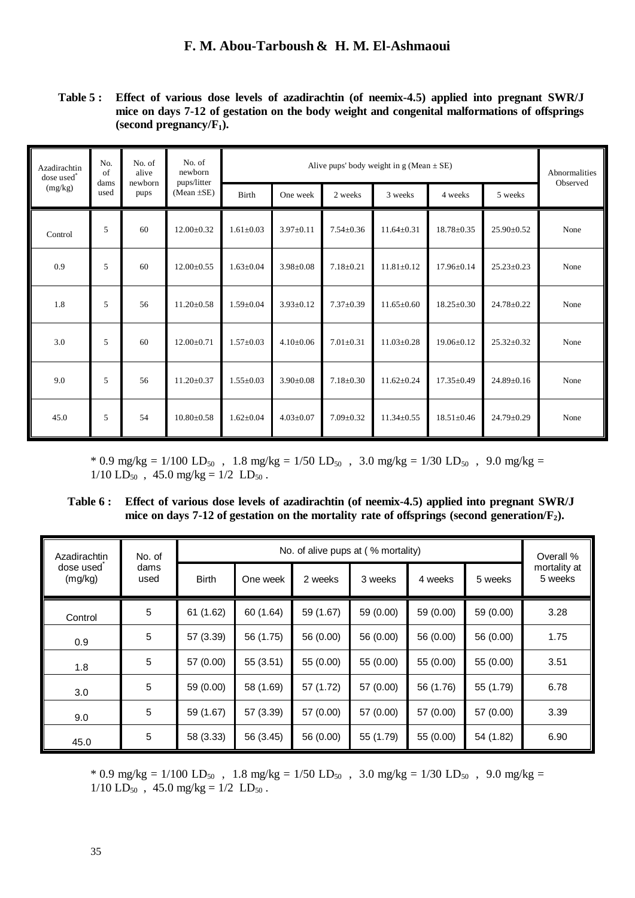**Table 5 : Effect of various dose levels of azadirachtin (of neemix-4.5) applied into pregnant SWR/J mice on days 7-12 of gestation on the body weight and congenital malformations of offsprings (second pregnancy/$F_1$).**

| Azadirachtin dose used* (mg/kg) | No. of dams used | No. of alive newborn pups | No. of newborn pups/litter (Mean ±SE) | Alive pups' body weight in g (Mean ± SE) | | | | | | Abnormalities Observed |
|---|---|---|---|---|---|---|---|---|---|---|
| | | | | Birth | One week | 2 weeks | 3 weeks | 4 weeks | 5 weeks | |
| Control | 5 | 60 | 12.00±0.32 | 1.61±0.03 | 3.97±0.11 | 7.54±0.36 | 11.64±0.31 | 18.78±0.35 | 25.90±0.52 | None |
| 0.9 | 5 | 60 | 12.00±0.55 | 1.63±0.04 | 3.98±0.08 | 7.18±0.21 | 11.81±0.12 | 17.96±0.14 | 25.23±0.23 | None |
| 1.8 | 5 | 56 | 11.20±0.58 | 1.59±0.04 | 3.93±0.12 | 7.37±0.39 | 11.65±0.60 | 18.25±0.30 | 24.78±0.22 | None |
| 3.0 | 5 | 60 | 12.00±0.71 | 1.57±0.03 | 4.10±0.06 | 7.01±0.31 | 11.03±0.28 | 19.06±0.12 | 25.32±0.32 | None |
| 9.0 | 5 | 56 | 11.20±0.37 | 1.55±0.03 | 3.90±0.08 | 7.18±0.30 | 11.62±0.24 | 17.35±0.49 | 24.89±0.16 | None |
| 45.0 | 5 | 54 | 10.80±0.58 | 1.62±0.04 | 4.03±0.07 | 7.09±0.32 | 11.34±0.55 | 18.51±0.46 | 24.79±0.29 | None |

* 0.9 mg/kg = 1/100 $LD_{50}$ , 1.8 mg/kg = 1/50 $LD_{50}$ , 3.0 mg/kg = 1/30 $LD_{50}$ , 9.0 mg/kg = 1/10 $LD_{50}$ , 45.0 mg/kg = 1/2 $LD_{50}$ .

**Table 6 : Effect of various dose levels of azadirachtin (of neemix-4.5) applied into pregnant SWR/J mice on days 7-12 of gestation on the mortality rate of offsprings (second generation/$F_2$).**

| Azadirachtin dose used* (mg/kg) | No. of dams used | No. of alive pups at ( % mortality) | | | | | | Overall % mortality at 5 weeks |
|---|---|---|---|---|---|---|---|---|
| | | Birth | One week | 2 weeks | 3 weeks | 4 weeks | 5 weeks | |
| Control | 5 | 61 (1.62) | 60 (1.64) | 59 (1.67) | 59 (0.00) | 59 (0.00) | 59 (0.00) | 3.28 |
| 0.9 | 5 | 57 (3.39) | 56 (1.75) | 56 (0.00) | 56 (0.00) | 56 (0.00) | 56 (0.00) | 1.75 |
| 1.8 | 5 | 57 (0.00) | 55 (3.51) | 55 (0.00) | 55 (0.00) | 55 (0.00) | 55 (0.00) | 3.51 |
| 3.0 | 5 | 59 (0.00) | 58 (1.69) | 57 (1.72) | 57 (0.00) | 56 (1.76) | 55 (1.79) | 6.78 |
| 9.0 | 5 | 59 (1.67) | 57 (3.39) | 57 (0.00) | 57 (0.00) | 57 (0.00) | 57 (0.00) | 3.39 |
| 45.0 | 5 | 58 (3.33) | 56 (3.45) | 56 (0.00) | 55 (1.79) | 55 (0.00) | 54 (1.82) | 6.90 |

* 0.9 mg/kg = 1/100 $LD_{50}$ , 1.8 mg/kg = 1/50 $LD_{50}$ , 3.0 mg/kg = 1/30 $LD_{50}$ , 9.0 mg/kg = 1/10 $LD_{50}$ , 45.0 mg/kg = 1/2 $LD_{50}$ .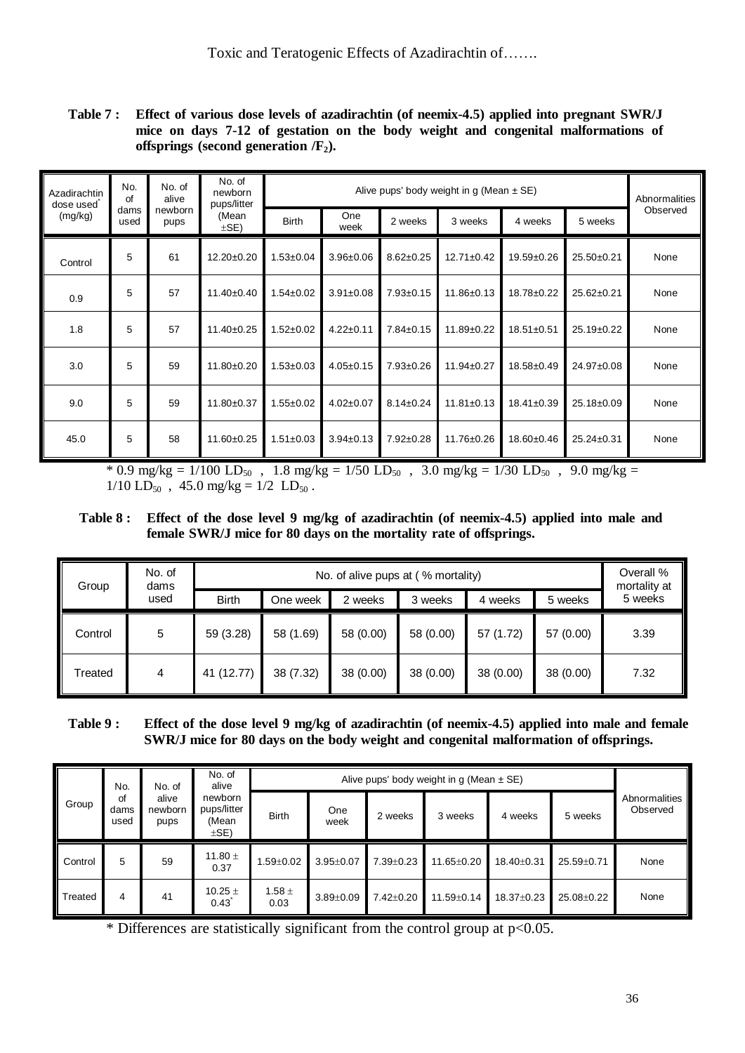**Table 7 : Effect of various dose levels of azadirachtin (of neemix-4.5) applied into pregnant SWR/J mice on days 7-12 of gestation on the body weight and congenital malformations of offsprings (second generation /$F_2$).**

| Azadirachtin dose used* (mg/kg) | No. of dams used | No. of alive newborn pups | No. of newborn pups/litter (Mean ±SE) | Alive pups' body weight in g (Mean ± SE) | | | | | | Abnormalities Observed |
|---|---|---|---|---|---|---|---|---|---|---|
| | | | | Birth | One week | 2 weeks | 3 weeks | 4 weeks | 5 weeks | |
| Control | 5 | 61 | 12.20±0.20 | 1.53±0.04 | 3.96±0.06 | 8.62±0.25 | 12.71±0.42 | 19.59±0.26 | 25.50±0.21 | None |
| 0.9 | 5 | 57 | 11.40±0.40 | 1.54±0.02 | 3.91±0.08 | 7.93±0.15 | 11.86±0.13 | 18.78±0.22 | 25.62±0.21 | None |
| 1.8 | 5 | 57 | 11.40±0.25 | 1.52±0.02 | 4.22±0.11 | 7.84±0.15 | 11.89±0.22 | 18.51±0.51 | 25.19±0.22 | None |
| 3.0 | 5 | 59 | 11.80±0.20 | 1.53±0.03 | 4.05±0.15 | 7.93±0.26 | 11.94±0.27 | 18.58±0.49 | 24.97±0.08 | None |
| 9.0 | 5 | 59 | 11.80±0.37 | 1.55±0.02 | 4.02±0.07 | 8.14±0.24 | 11.81±0.13 | 18.41±0.39 | 25.18±0.09 | None |
| 45.0 | 5 | 58 | 11.60±0.25 | 1.51±0.03 | 3.94±0.13 | 7.92±0.28 | 11.76±0.26 | 18.60±0.46 | 25.24±0.31 | None |

\* 0.9 mg/kg = 1/100 $LD_{50}$ , 1.8 mg/kg = 1/50 $LD_{50}$ , 3.0 mg/kg = 1/30 $LD_{50}$ , 9.0 mg/kg = 1/10 $LD_{50}$ , 45.0 mg/kg = 1/2 $LD_{50}$ .

**Table 8 : Effect of the dose level 9 mg/kg of azadirachtin (of neemix-4.5) applied into male and female SWR/J mice for 80 days on the mortality rate of offsprings.**

| Group | No. of dams used | No. of alive pups at ( % mortality) | | | | | | Overall % mortality at 5 weeks |
|---|---|---|---|---|---|---|---|---|
| | | Birth | One week | 2 weeks | 3 weeks | 4 weeks | 5 weeks | |
| Control | 5 | 59 (3.28) | 58 (1.69) | 58 (0.00) | 58 (0.00) | 57 (1.72) | 57 (0.00) | 3.39 |
| Treated | 4 | 41 (12.77) | 38 (7.32) | 38 (0.00) | 38 (0.00) | 38 (0.00) | 38 (0.00) | 7.32 |

**Table 9 : Effect of the dose level 9 mg/kg of azadirachtin (of neemix-4.5) applied into male and female SWR/J mice for 80 days on the body weight and congenital malformation of offsprings.**

| Group | No. of dams used | No. of alive newborn pups | No. of alive newborn pups/litter (Mean ±SE) | Alive pups' body weight in g (Mean ± SE) | | | | | | Abnormalities Observed |
|---|---|---|---|---|---|---|---|---|---|---|
| | | | | Birth | One week | 2 weeks | 3 weeks | 4 weeks | 5 weeks | |
| Control | 5 | 59 | 11.80 ± 0.37 | 1.59±0.02 | 3.95±0.07 | 7.39±0.23 | 11.65±0.20 | 18.40±0.31 | 25.59±0.71 | None |
| Treated | 4 | 41 | 10.25 ± 0.43* | 1.58 ± 0.03 | 3.89±0.09 | 7.42±0.20 | 11.59±0.14 | 18.37±0.23 | 25.08±0.22 | None |

\* Differences are statistically significant from the control group at $p<0.05$.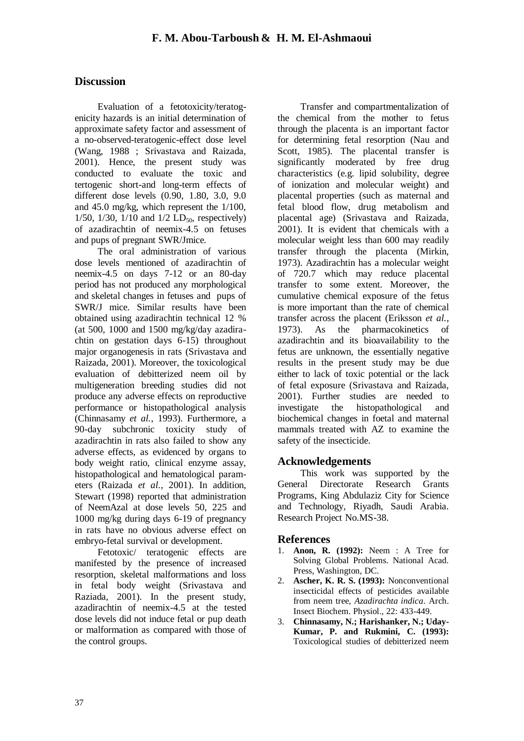## Discussion

Evaluation of a fetotoxicity/teratogenicity hazards is an initial determination of approximate safety factor and assessment of a no-observed-teratogenic-effect dose level (Wang, 1988 ; Srivastava and Raizada, 2001). Hence, the present study was conducted to evaluate the toxic and tertogenic short-and long-term effects of different dose levels (0.90, 1.80, 3.0, 9.0 and 45.0 mg/kg, which represent the 1/100, 1/50, 1/30, 1/10 and 1/2 $LD_{50}$, respectively) of azadirachtin of neemix-4.5 on fetuses and pups of pregnant SWR/Jmice.

The oral administration of various dose levels mentioned of azadirachtin of neemix-4.5 on days 7-12 or an 80-day period has not produced any morphological and skeletal changes in fetuses and pups of SWR/J mice. Similar results have been obtained using azadirachtin technical 12 % (at 500, 1000 and 1500 mg/kg/day azadirachtin on gestation days 6-15) throughout major organogenesis in rats (Srivastava and Raizada, 2001). Moreover, the toxicological evaluation of debitterized neem oil by multigeneration breeding studies did not produce any adverse effects on reproductive performance or histopathological analysis (Chinnasamy *et al.*, 1993). Furthermore, a 90-day subchronic toxicity study of azadirachtin in rats also failed to show any adverse effects, as evidenced by organs to body weight ratio, clinical enzyme assay, histopathological and hematological parameters (Raizada *et al.*, 2001). In addition, Stewart (1998) reported that administration of NeemAzal at dose levels 50, 225 and 1000 mg/kg during days 6-19 of pregnancy in rats have no obvious adverse effect on embryo-fetal survival or development.

Fetotoxic/ teratogenic effects are manifested by the presence of increased resorption, skeletal malformations and loss in fetal body weight (Srivastava and Raziada, 2001). In the present study, azadirachtin of neemix-4.5 at the tested dose levels did not induce fetal or pup death or malformation as compared with those of the control groups.

Transfer and compartmentalization of the chemical from the mother to fetus through the placenta is an important factor for determining fetal resorption (Nau and Scott, 1985). The placental transfer is significantly moderated by free drug characteristics (e.g. lipid solubility, degree of ionization and molecular weight) and placental properties (such as maternal and fetal blood flow, drug metabolism and placental age) (Srivastava and Raizada, 2001). It is evident that chemicals with a molecular weight less than 600 may readily transfer through the placenta (Mirkin, 1973). Azadirachtin has a molecular weight of 720.7 which may reduce placental transfer to some extent. Moreover, the cumulative chemical exposure of the fetus is more important than the rate of chemical transfer across the placent (Eriksson *et al.*, 1973). As the pharmacokinetics of azadirachtin and its bioavailability to the fetus are unknown, the essentially negative results in the present study may be due either to lack of toxic potential or the lack of fetal exposure (Srivastava and Raizada, 2001). Further studies are needed to investigate the histopathological and biochemical changes in foetal and maternal mammals treated with AZ to examine the safety of the insecticide.

## Acknowledgements

This work was supported by the General Directorate Research Grants Programs, King Abdulaziz City for Science and Technology, Riyadh, Saudi Arabia. Research Project No.MS-38.

## References

1. **Anon, R. (1992):** Neem : A Tree for Solving Global Problems. National Acad. Press, Washington, DC.
2. **Ascher, K. R. S. (1993):** Nonconventional insecticidal effects of pesticides available from neem tree, *Azadirachta indica*. Arch. Insect Biochem. Physiol., 22: 433-449.
3. **Chinnasamy, N.; Harishanker, N.; Uday-Kumar, P. and Rukmini, C. (1993):** Toxicological studies of debitterized neem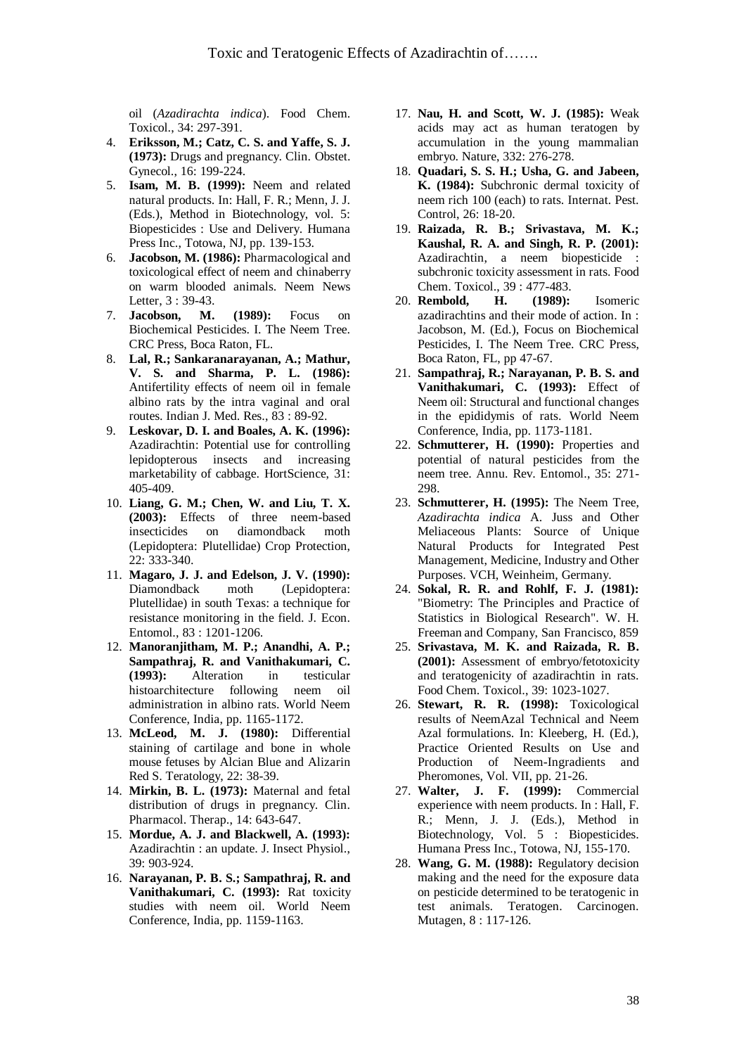oil (*Azadirachta indica*). Food Chem. Toxicol., 34: 297-391.

4. **Eriksson, M.; Catz, C. S. and Yaffe, S. J. (1973):** Drugs and pregnancy. Clin. Obstet. Gynecol., 16: 199-224.
5. **Isam, M. B. (1999):** Neem and related natural products. In: Hall, F. R.; Menn, J. J. (Eds.), Method in Biotechnology, vol. 5: Biopesticides : Use and Delivery. Humana Press Inc., Totowa, NJ, pp. 139-153.
6. **Jacobson, M. (1986):** Pharmacological and toxicological effect of neem and chinaberry on warm blooded animals. Neem News Letter, 3 : 39-43.
7. **Jacobson, M. (1989):** Focus on Biochemical Pesticides. I. The Neem Tree. CRC Press, Boca Raton, FL.
8. **Lal, R.; Sankaranarayanan, A.; Mathur, V. S. and Sharma, P. L. (1986):** Antifertility effects of neem oil in female albino rats by the intra vaginal and oral routes. Indian J. Med. Res., 83 : 89-92.
9. **Leskovar, D. I. and Boales, A. K. (1996):** Azadirachtin: Potential use for controlling lepidopterous insects and increasing marketability of cabbage. HortScience, 31: 405-409.
10. **Liang, G. M.; Chen, W. and Liu, T. X. (2003):** Effects of three neem-based insecticides on diamondback moth (Lepidoptera: Plutellidae) Crop Protection, 22: 333-340.
11. **Magaro, J. J. and Edelson, J. V. (1990):** Diamondback moth (Lepidoptera: Plutellidae) in south Texas: a technique for resistance monitoring in the field. J. Econ. Entomol., 83 : 1201-1206.
12. **Manoranjitham, M. P.; Anandhi, A. P.; Sampathraj, R. and Vanithakumari, C. (1993):** Alteration in testicular histoarchitecture following neem oil administration in albino rats. World Neem Conference, India, pp. 1165-1172.
13. **McLeod, M. J. (1980):** Differential staining of cartilage and bone in whole mouse fetuses by Alcian Blue and Alizarin Red S. Teratology, 22: 38-39.
14. **Mirkin, B. L. (1973):** Maternal and fetal distribution of drugs in pregnancy. Clin. Pharmacol. Therap., 14: 643-647.
15. **Mordue, A. J. and Blackwell, A. (1993):** Azadirachtin : an update. J. Insect Physiol., 39: 903-924.
16. **Narayanan, P. B. S.; Sampathraj, R. and Vanithakumari, C. (1993):** Rat toxicity studies with neem oil. World Neem Conference, India, pp. 1159-1163.
17. **Nau, H. and Scott, W. J. (1985):** Weak acids may act as human teratogen by accumulation in the young mammalian embryo. Nature, 332: 276-278.
18. **Quadari, S. S. H.; Usha, G. and Jabeen, K. (1984):** Subchronic dermal toxicity of neem rich 100 (each) to rats. Internat. Pest. Control, 26: 18-20.
19. **Raizada, R. B.; Srivastava, M. K.; Kaushal, R. A. and Singh, R. P. (2001):** Azadirachtin, a neem biopesticide : subchronic toxicity assessment in rats. Food Chem. Toxicol., 39 : 477-483.
20. **Rembold, H. (1989):** Isomeric azadirachtins and their mode of action. In : Jacobson, M. (Ed.), Focus on Biochemical Pesticides, I. The Neem Tree. CRC Press, Boca Raton, FL, pp 47-67.
21. **Sampathraj, R.; Narayanan, P. B. S. and Vanithakumari, C. (1993):** Effect of Neem oil: Structural and functional changes in the epididymis of rats. World Neem Conference, India, pp. 1173-1181.
22. **Schmutterer, H. (1990):** Properties and potential of natural pesticides from the neem tree. Annu. Rev. Entomol., 35: 271-298.
23. **Schmutterer, H. (1995):** The Neem Tree, *Azadirachta indica* A. Juss and Other Meliaceous Plants: Source of Unique Natural Products for Integrated Pest Management, Medicine, Industry and Other Purposes. VCH, Weinheim, Germany.
24. **Sokal, R. R. and Rohlf, F. J. (1981):** "Biometry: The Principles and Practice of Statistics in Biological Research". W. H. Freeman and Company, San Francisco, 859
25. **Srivastava, M. K. and Raizada, R. B. (2001):** Assessment of embryo/fetotoxicity and teratogenicity of azadirachtin in rats. Food Chem. Toxicol., 39: 1023-1027.
26. **Stewart, R. R. (1998):** Toxicological results of NeemAzal Technical and Neem Azal formulations. In: Kleeberg, H. (Ed.), Practice Oriented Results on Use and Production of Neem-Ingradients and Pheromones, Vol. VII, pp. 21-26.
27. **Walter, J. F. (1999):** Commercial experience with neem products. In : Hall, F. R.; Menn, J. J. (Eds.), Method in Biotechnology, Vol. 5 : Biopesticides. Humana Press Inc., Totowa, NJ, 155-170.
28. **Wang, G. M. (1988):** Regulatory decision making and the need for the exposure data on pesticide determined to be teratogenic in test animals. Teratogen. Carcinogen. Mutagen, 8 : 117-126.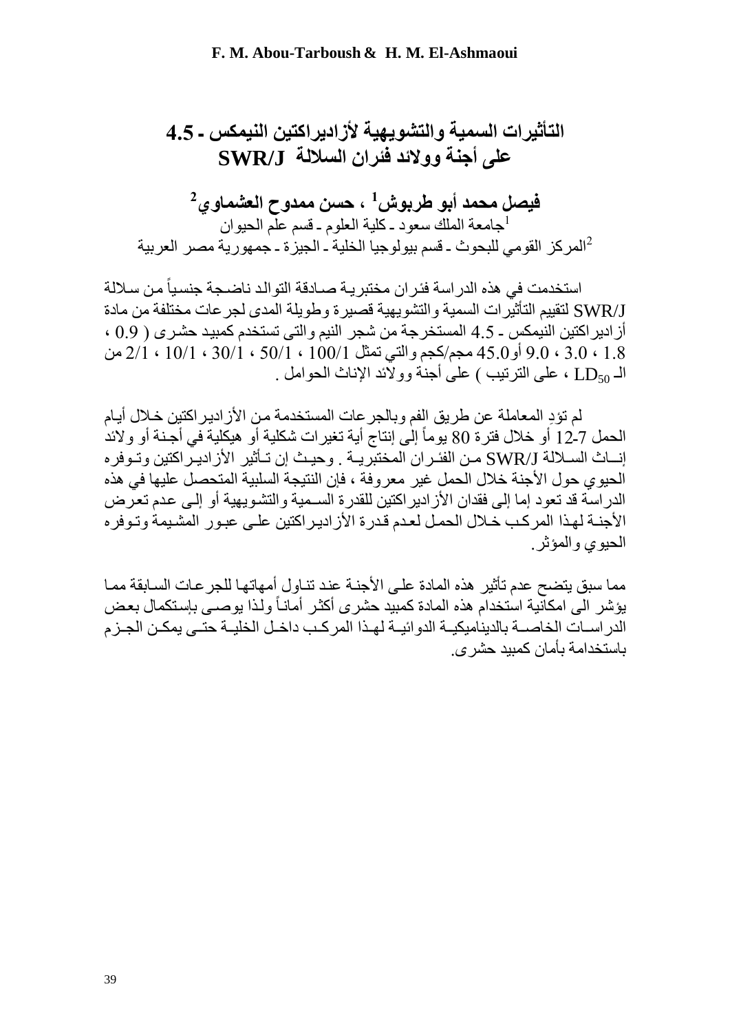# التأثيرات السمية والتشويهية لأزاديراكتين النيمكس - 4.5 على أجنة وولائد فئران السلالة SWR/J

**فيصل محمد أبو طربوش[1] ، حسن ممدوح العشماوي[2]**

[1]جامعة الملك سعود - كلية العلوم - قسم علم الحيوان

[2]المركز القومي للبحوث - قسم بيولوجيا الخلية - الجيزة - جمهورية مصر العربية

استخدمت في هذه الدراسة فئران مختبرية صادقة التوالد ناضجة جنسياً من سلالة SWR/J لتقييم التأثيرات السمية والتشويهية قصيرة وطويلة المدى لجرعات مختلفة من مادة أزاديراكتين النيمكس - 4.5 المستخرجة من شجر النيم والتي تستخدم كمبيد حشرى ( 0.9 ، 1.8 ، 3.0 ، 9.0 أو 45.0 مجم/كجم والتي تمثل 1/100 ، 1/50 ، 1/30 ، 1/10 ، 1/2 من الـ $LD_{50}$ ، على الترتيب ) على أجنة وولائد الإناث الحوامل .

لم تؤدِ المعاملة عن طريق الفم وبالجرعات المستخدمة من الأزاديراكتين خلال أيام الحمل 7-12 أو خلال فترة 80 يوماً إلى إنتاج أية تغيرات شكلية أو هيكلية في أجنة أو ولائد إناث السلالة SWR/J من الفئران المختبرية . وحيث إن تأثير الأزاديراكتين وتوفره الحيوي حول الأجنة خلال الحمل غير معروفة ، فإن النتيجة السلبية المتحصل عليها في هذه الدراسة قد تعود إما إلى فقدان الأزاديراكتين للقدرة السمية والتشويهية أو إلى عدم تعرض الأجنة لهذا المركب خلال الحمل لعدم قدرة الأزاديراكتين على عبور المشيمة وتوفره الحيوي والمؤثر.

مما سبق يتضح عدم تأثير هذه المادة على الأجنة عند تناول أمهاتها للجرعات السابقة مما يؤشر الى امكانية استخدام هذه المادة كمبيد حشرى أكثر أماناً ولذا يوصى بإستكمال بعض الدراسات الخاصة بالديناميكية الدوائية لهذا المركب داخل الخلية حتى يمكن الجزم باستخدامة بأمان كمبيد حشرى.